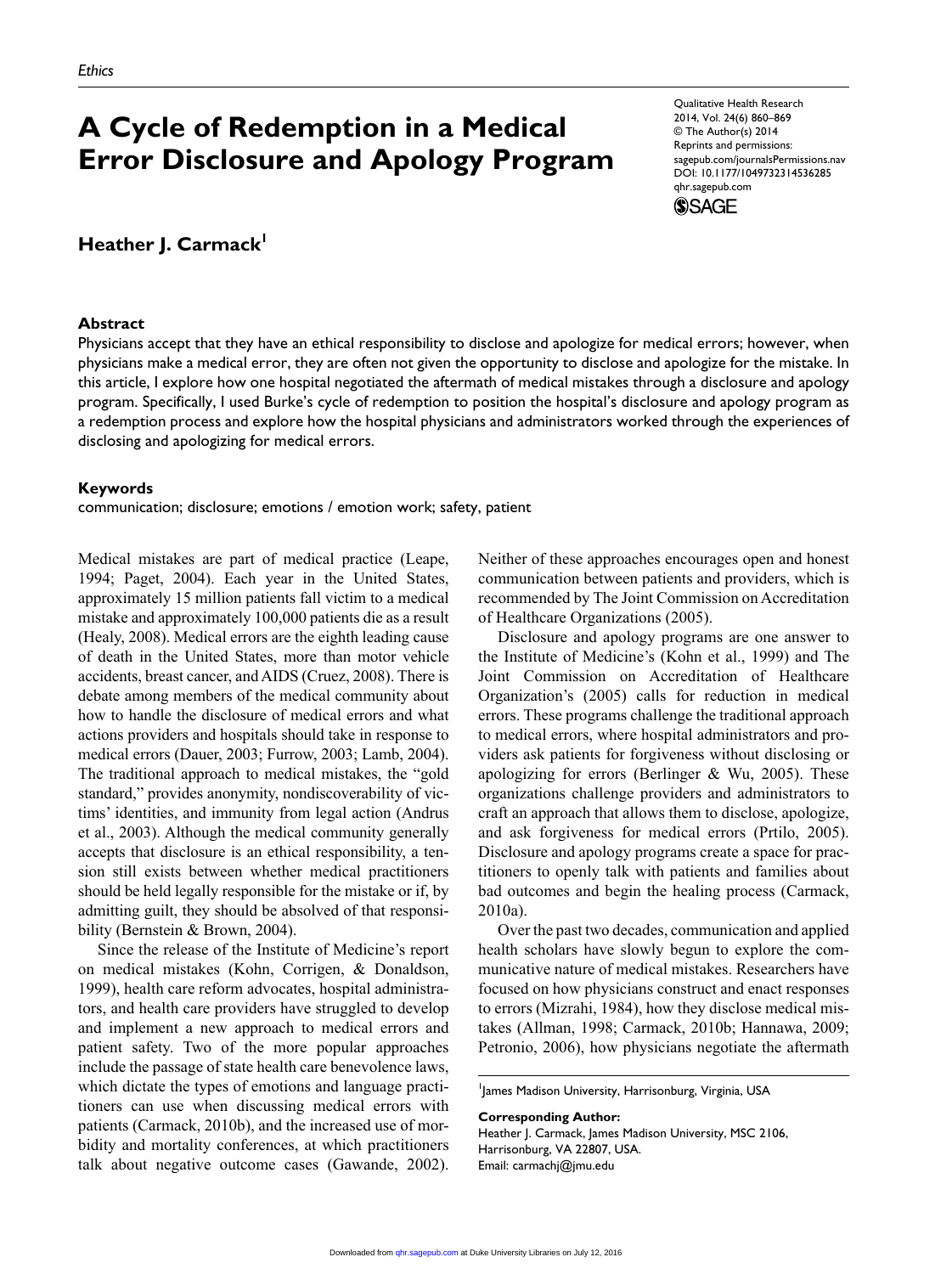# A Cycle of Redemption in a Medical Error Disclosure and Apology Program

**Heather J. Carmack**[1]

## Abstract

Physicians accept that they have an ethical responsibility to disclose and apologize for medical errors; however, when physicians make a medical error, they are often not given the opportunity to disclose and apologize for the mistake. In this article, I explore how one hospital negotiated the aftermath of medical mistakes through a disclosure and apology program. Specifically, I used Burke's cycle of redemption to position the hospital's disclosure and apology program as a redemption process and explore how the hospital physicians and administrators worked through the experiences of disclosing and apologizing for medical errors.

## Keywords

communication; disclosure; emotions / emotion work; safety, patient

Medical mistakes are part of medical practice (Leape, 1994; Paget, 2004). Each year in the United States, approximately 15 million patients fall victim to a medical mistake and approximately 100,000 patients die as a result (Healy, 2008). Medical errors are the eighth leading cause of death in the United States, more than motor vehicle accidents, breast cancer, and AIDS (Cruez, 2008). There is debate among members of the medical community about how to handle the disclosure of medical errors and what actions providers and hospitals should take in response to medical errors (Dauer, 2003; Furrow, 2003; Lamb, 2004). The traditional approach to medical mistakes, the "gold standard," provides anonymity, nondiscoverability of victims' identities, and immunity from legal action (Andrus et al., 2003). Although the medical community generally accepts that disclosure is an ethical responsibility, a tension still exists between whether medical practitioners should be held legally responsible for the mistake or if, by admitting guilt, they should be absolved of that responsibility (Bernstein & Brown, 2004).

Since the release of the Institute of Medicine's report on medical mistakes (Kohn, Corrigen, & Donaldson, 1999), health care reform advocates, hospital administrators, and health care providers have struggled to develop and implement a new approach to medical errors and patient safety. Two of the more popular approaches include the passage of state health care benevolence laws, which dictate the types of emotions and language practitioners can use when discussing medical errors with patients (Carmack, 2010b), and the increased use of morbidity and mortality conferences, at which practitioners talk about negative outcome cases (Gawande, 2002). Neither of these approaches encourages open and honest communication between patients and providers, which is recommended by The Joint Commission on Accreditation of Healthcare Organizations (2005).

Disclosure and apology programs are one answer to the Institute of Medicine's (Kohn et al., 1999) and The Joint Commission on Accreditation of Healthcare Organization's (2005) calls for reduction in medical errors. These programs challenge the traditional approach to medical errors, where hospital administrators and providers ask patients for forgiveness without disclosing or apologizing for errors (Berlinger & Wu, 2005). These organizations challenge providers and administrators to craft an approach that allows them to disclose, apologize, and ask forgiveness for medical errors (Prtilo, 2005). Disclosure and apology programs create a space for practitioners to openly talk with patients and families about bad outcomes and begin the healing process (Carmack, 2010a).

Over the past two decades, communication and applied health scholars have slowly begun to explore the communicative nature of medical mistakes. Researchers have focused on how physicians construct and enact responses to errors (Mizrahi, 1984), how they disclose medical mistakes (Allman, 1998; Carmack, 2010b; Hannawa, 2009; Petronio, 2006), how physicians negotiate the aftermath

[1]James Madison University, Harrisonburg, Virginia, USA

**Corresponding Author:**
Heather J. Carmack, James Madison University, MSC 2106, Harrisonburg, VA 22807, USA.
Email: carmachj@jmu.edu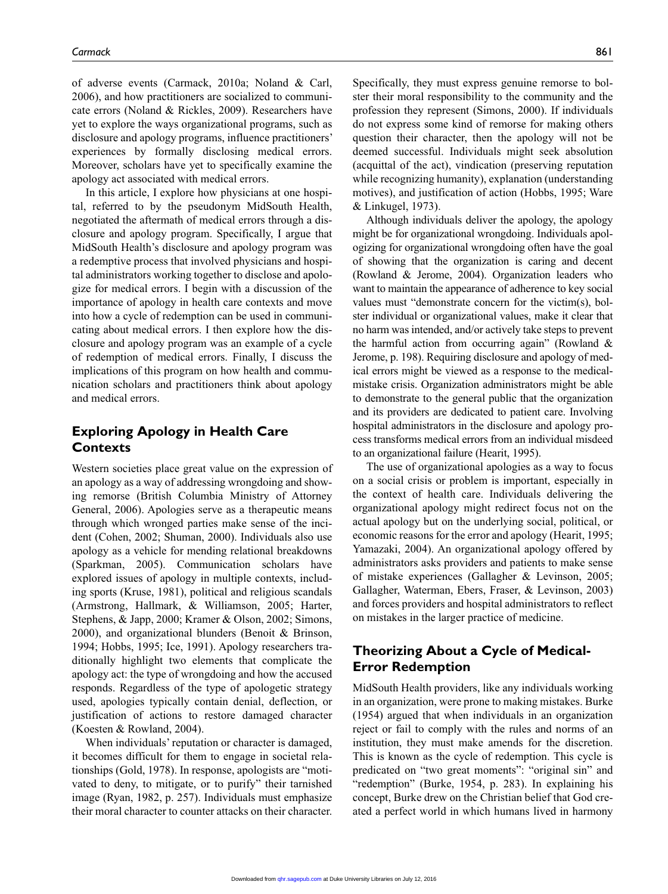of adverse events (Carmack, 2010a; Noland & Carl, 2006), and how practitioners are socialized to communicate errors (Noland & Rickles, 2009). Researchers have yet to explore the ways organizational programs, such as disclosure and apology programs, influence practitioners' experiences by formally disclosing medical errors. Moreover, scholars have yet to specifically examine the apology act associated with medical errors.

In this article, I explore how physicians at one hospital, referred to by the pseudonym MidSouth Health, negotiated the aftermath of medical errors through a disclosure and apology program. Specifically, I argue that MidSouth Health's disclosure and apology program was a redemptive process that involved physicians and hospital administrators working together to disclose and apologize for medical errors. I begin with a discussion of the importance of apology in health care contexts and move into how a cycle of redemption can be used in communicating about medical errors. I then explore how the disclosure and apology program was an example of a cycle of redemption of medical errors. Finally, I discuss the implications of this program on how health and communication scholars and practitioners think about apology and medical errors.

## Exploring Apology in Health Care Contexts

Western societies place great value on the expression of an apology as a way of addressing wrongdoing and showing remorse (British Columbia Ministry of Attorney General, 2006). Apologies serve as a therapeutic means through which wronged parties make sense of the incident (Cohen, 2002; Shuman, 2000). Individuals also use apology as a vehicle for mending relational breakdowns (Sparkman, 2005). Communication scholars have explored issues of apology in multiple contexts, including sports (Kruse, 1981), political and religious scandals (Armstrong, Hallmark, & Williamson, 2005; Harter, Stephens, & Japp, 2000; Kramer & Olson, 2002; Simons, 2000), and organizational blunders (Benoit & Brinson, 1994; Hobbs, 1995; Ice, 1991). Apology researchers traditionally highlight two elements that complicate the apology act: the type of wrongdoing and how the accused responds. Regardless of the type of apologetic strategy used, apologies typically contain denial, deflection, or justification of actions to restore damaged character (Koesten & Rowland, 2004).

When individuals' reputation or character is damaged, it becomes difficult for them to engage in societal relationships (Gold, 1978). In response, apologists are "motivated to deny, to mitigate, or to purify" their tarnished image (Ryan, 1982, p. 257). Individuals must emphasize their moral character to counter attacks on their character. Specifically, they must express genuine remorse to bolster their moral responsibility to the community and the profession they represent (Simons, 2000). If individuals do not express some kind of remorse for making others question their character, then the apology will not be deemed successful. Individuals might seek absolution (acquittal of the act), vindication (preserving reputation while recognizing humanity), explanation (understanding motives), and justification of action (Hobbs, 1995; Ware & Linkugel, 1973).

Although individuals deliver the apology, the apology might be for organizational wrongdoing. Individuals apologizing for organizational wrongdoing often have the goal of showing that the organization is caring and decent (Rowland & Jerome, 2004). Organization leaders who want to maintain the appearance of adherence to key social values must "demonstrate concern for the victim(s), bolster individual or organizational values, make it clear that no harm was intended, and/or actively take steps to prevent the harmful action from occurring again" (Rowland & Jerome, p. 198). Requiring disclosure and apology of medical errors might be viewed as a response to the medical-mistake crisis. Organization administrators might be able to demonstrate to the general public that the organization and its providers are dedicated to patient care. Involving hospital administrators in the disclosure and apology process transforms medical errors from an individual misdeed to an organizational failure (Hearit, 1995).

The use of organizational apologies as a way to focus on a social crisis or problem is important, especially in the context of health care. Individuals delivering the organizational apology might redirect focus not on the actual apology but on the underlying social, political, or economic reasons for the error and apology (Hearit, 1995; Yamazaki, 2004). An organizational apology offered by administrators asks providers and patients to make sense of mistake experiences (Gallagher & Levinson, 2005; Gallagher, Waterman, Ebers, Fraser, & Levinson, 2003) and forces providers and hospital administrators to reflect on mistakes in the larger practice of medicine.

## Theorizing About a Cycle of Medical-Error Redemption

MidSouth Health providers, like any individuals working in an organization, were prone to making mistakes. Burke (1954) argued that when individuals in an organization reject or fail to comply with the rules and norms of an institution, they must make amends for the discretion. This is known as the cycle of redemption. This cycle is predicated on "two great moments": "original sin" and "redemption" (Burke, 1954, p. 283). In explaining his concept, Burke drew on the Christian belief that God created a perfect world in which humans lived in harmony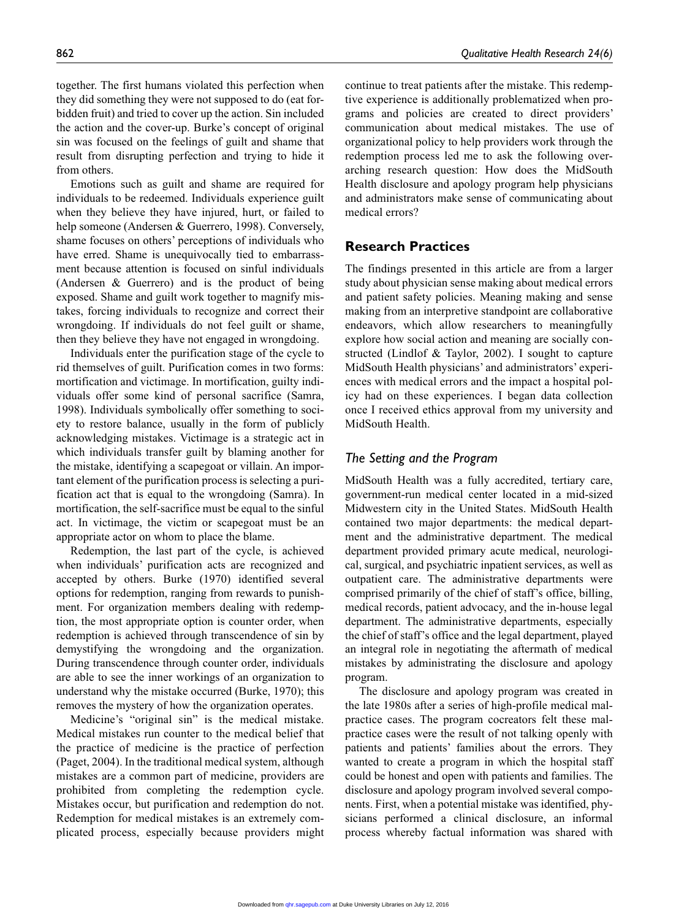together. The first humans violated this perfection when they did something they were not supposed to do (eat forbidden fruit) and tried to cover up the action. Sin included the action and the cover-up. Burke's concept of original sin was focused on the feelings of guilt and shame that result from disrupting perfection and trying to hide it from others.

Emotions such as guilt and shame are required for individuals to be redeemed. Individuals experience guilt when they believe they have injured, hurt, or failed to help someone (Andersen & Guerrero, 1998). Conversely, shame focuses on others' perceptions of individuals who have erred. Shame is unequivocally tied to embarrassment because attention is focused on sinful individuals (Andersen & Guerrero) and is the product of being exposed. Shame and guilt work together to magnify mistakes, forcing individuals to recognize and correct their wrongdoing. If individuals do not feel guilt or shame, then they believe they have not engaged in wrongdoing.

Individuals enter the purification stage of the cycle to rid themselves of guilt. Purification comes in two forms: mortification and victimage. In mortification, guilty individuals offer some kind of personal sacrifice (Samra, 1998). Individuals symbolically offer something to society to restore balance, usually in the form of publicly acknowledging mistakes. Victimage is a strategic act in which individuals transfer guilt by blaming another for the mistake, identifying a scapegoat or villain. An important element of the purification process is selecting a purification act that is equal to the wrongdoing (Samra). In mortification, the self-sacrifice must be equal to the sinful act. In victimage, the victim or scapegoat must be an appropriate actor on whom to place the blame.

Redemption, the last part of the cycle, is achieved when individuals' purification acts are recognized and accepted by others. Burke (1970) identified several options for redemption, ranging from rewards to punishment. For organization members dealing with redemption, the most appropriate option is counter order, when redemption is achieved through transcendence of sin by demystifying the wrongdoing and the organization. During transcendence through counter order, individuals are able to see the inner workings of an organization to understand why the mistake occurred (Burke, 1970); this removes the mystery of how the organization operates.

Medicine's "original sin" is the medical mistake. Medical mistakes run counter to the medical belief that the practice of medicine is the practice of perfection (Paget, 2004). In the traditional medical system, although mistakes are a common part of medicine, providers are prohibited from completing the redemption cycle. Mistakes occur, but purification and redemption do not. Redemption for medical mistakes is an extremely complicated process, especially because providers might continue to treat patients after the mistake. This redemptive experience is additionally problematized when programs and policies are created to direct providers' communication about medical mistakes. The use of organizational policy to help providers work through the redemption process led me to ask the following overarching research question: How does the MidSouth Health disclosure and apology program help physicians and administrators make sense of communicating about medical errors?

## Research Practices

The findings presented in this article are from a larger study about physician sense making about medical errors and patient safety policies. Meaning making and sense making from an interpretive standpoint are collaborative endeavors, which allow researchers to meaningfully explore how social action and meaning are socially constructed (Lindlof & Taylor, 2002). I sought to capture MidSouth Health physicians' and administrators' experiences with medical errors and the impact a hospital policy had on these experiences. I began data collection once I received ethics approval from my university and MidSouth Health.

### *The Setting and the Program*

MidSouth Health was a fully accredited, tertiary care, government-run medical center located in a mid-sized Midwestern city in the United States. MidSouth Health contained two major departments: the medical department and the administrative department. The medical department provided primary acute medical, neurological, surgical, and psychiatric inpatient services, as well as outpatient care. The administrative departments were comprised primarily of the chief of staff's office, billing, medical records, patient advocacy, and the in-house legal department. The administrative departments, especially the chief of staff's office and the legal department, played an integral role in negotiating the aftermath of medical mistakes by administrating the disclosure and apology program.

The disclosure and apology program was created in the late 1980s after a series of high-profile medical malpractice cases. The program cocreators felt these malpractice cases were the result of not talking openly with patients and patients' families about the errors. They wanted to create a program in which the hospital staff could be honest and open with patients and families. The disclosure and apology program involved several components. First, when a potential mistake was identified, physicians performed a clinical disclosure, an informal process whereby factual information was shared with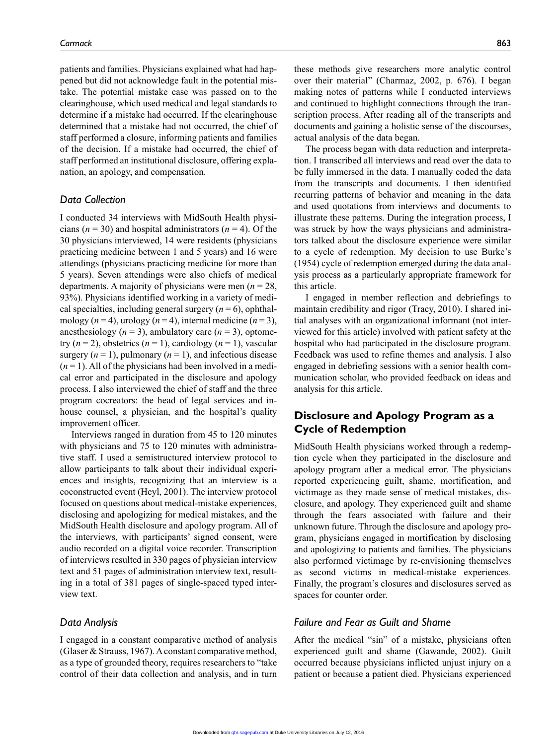patients and families. Physicians explained what had happened but did not acknowledge fault in the potential mistake. The potential mistake case was passed on to the clearinghouse, which used medical and legal standards to determine if a mistake had occurred. If the clearinghouse determined that a mistake had not occurred, the chief of staff performed a closure, informing patients and families of the decision. If a mistake had occurred, the chief of staff performed an institutional disclosure, offering explanation, an apology, and compensation.

### *Data Collection*

I conducted 34 interviews with MidSouth Health physicians ($n = 30$) and hospital administrators ($n = 4$). Of the 30 physicians interviewed, 14 were residents (physicians practicing medicine between 1 and 5 years) and 16 were attendings (physicians practicing medicine for more than 5 years). Seven attendings were also chiefs of medical departments. A majority of physicians were men ($n = 28$, 93%). Physicians identified working in a variety of medical specialties, including general surgery ($n = 6$), ophthalmology ($n = 4$), urology ($n = 4$), internal medicine ($n = 3$), anesthesiology ($n = 3$), ambulatory care ($n = 3$), optometry ($n = 2$), obstetrics ($n = 1$), cardiology ($n = 1$), vascular surgery ($n = 1$), pulmonary ($n = 1$), and infectious disease ($n = 1$). All of the physicians had been involved in a medical error and participated in the disclosure and apology process. I also interviewed the chief of staff and the three program cocreators: the head of legal services and in-house counsel, a physician, and the hospital's quality improvement officer.

Interviews ranged in duration from 45 to 120 minutes with physicians and 75 to 120 minutes with administrative staff. I used a semistructured interview protocol to allow participants to talk about their individual experiences and insights, recognizing that an interview is a coconstructed event (Heyl, 2001). The interview protocol focused on questions about medical-mistake experiences, disclosing and apologizing for medical mistakes, and the MidSouth Health disclosure and apology program. All of the interviews, with participants' signed consent, were audio recorded on a digital voice recorder. Transcription of interviews resulted in 330 pages of physician interview text and 51 pages of administration interview text, resulting in a total of 381 pages of single-spaced typed interview text.

### *Data Analysis*

I engaged in a constant comparative method of analysis (Glaser & Strauss, 1967). A constant comparative method, as a type of grounded theory, requires researchers to "take control of their data collection and analysis, and in turn these methods give researchers more analytic control over their material" (Charmaz, 2002, p. 676). I began making notes of patterns while I conducted interviews and continued to highlight connections through the transcription process. After reading all of the transcripts and documents and gaining a holistic sense of the discourses, actual analysis of the data began.

The process began with data reduction and interpretation. I transcribed all interviews and read over the data to be fully immersed in the data. I manually coded the data from the transcripts and documents. I then identified recurring patterns of behavior and meaning in the data and used quotations from interviews and documents to illustrate these patterns. During the integration process, I was struck by how the ways physicians and administrators talked about the disclosure experience were similar to a cycle of redemption. My decision to use Burke's (1954) cycle of redemption emerged during the data analysis process as a particularly appropriate framework for this article.

I engaged in member reflection and debriefings to maintain credibility and rigor (Tracy, 2010). I shared initial analyses with an organizational informant (not interviewed for this article) involved with patient safety at the hospital who had participated in the disclosure program. Feedback was used to refine themes and analysis. I also engaged in debriefing sessions with a senior health communication scholar, who provided feedback on ideas and analysis for this article.

## Disclosure and Apology Program as a Cycle of Redemption

MidSouth Health physicians worked through a redemption cycle when they participated in the disclosure and apology program after a medical error. The physicians reported experiencing guilt, shame, mortification, and victimage as they made sense of medical mistakes, disclosure, and apology. They experienced guilt and shame through the fears associated with failure and their unknown future. Through the disclosure and apology program, physicians engaged in mortification by disclosing and apologizing to patients and families. The physicians also performed victimage by re-envisioning themselves as second victims in medical-mistake experiences. Finally, the program's closures and disclosures served as spaces for counter order.

### *Failure and Fear as Guilt and Shame*

After the medical "sin" of a mistake, physicians often experienced guilt and shame (Gawande, 2002). Guilt occurred because physicians inflicted unjust injury on a patient or because a patient died. Physicians experienced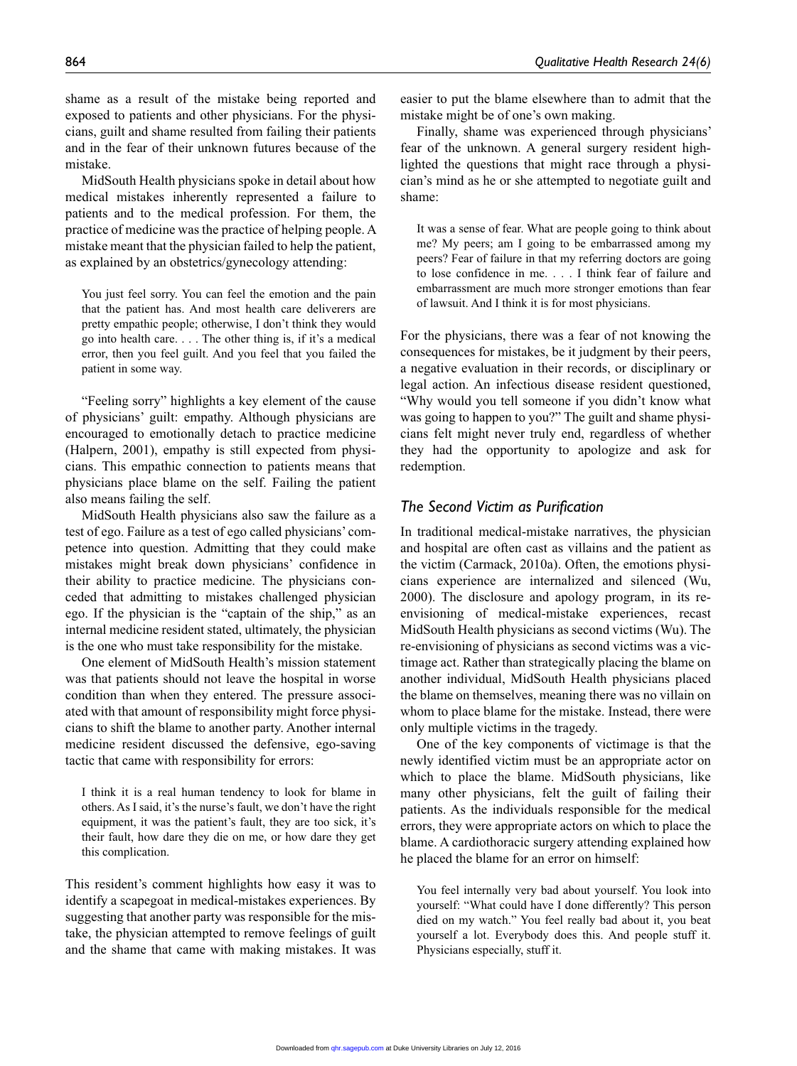shame as a result of the mistake being reported and exposed to patients and other physicians. For the physicians, guilt and shame resulted from failing their patients and in the fear of their unknown futures because of the mistake.

MidSouth Health physicians spoke in detail about how medical mistakes inherently represented a failure to patients and to the medical profession. For them, the practice of medicine was the practice of helping people. A mistake meant that the physician failed to help the patient, as explained by an obstetrics/gynecology attending:

> You just feel sorry. You can feel the emotion and the pain that the patient has. And most health care deliverers are pretty empathic people; otherwise, I don't think they would go into health care. . . . The other thing is, if it's a medical error, then you feel guilt. And you feel that you failed the patient in some way.

"Feeling sorry" highlights a key element of the cause of physicians' guilt: empathy. Although physicians are encouraged to emotionally detach to practice medicine (Halpern, 2001), empathy is still expected from physicians. This empathic connection to patients means that physicians place blame on the self. Failing the patient also means failing the self.

MidSouth Health physicians also saw the failure as a test of ego. Failure as a test of ego called physicians' competence into question. Admitting that they could make mistakes might break down physicians' confidence in their ability to practice medicine. The physicians conceded that admitting to mistakes challenged physician ego. If the physician is the "captain of the ship," as an internal medicine resident stated, ultimately, the physician is the one who must take responsibility for the mistake.

One element of MidSouth Health's mission statement was that patients should not leave the hospital in worse condition than when they entered. The pressure associated with that amount of responsibility might force physicians to shift the blame to another party. Another internal medicine resident discussed the defensive, ego-saving tactic that came with responsibility for errors:

> I think it is a real human tendency to look for blame in others. As I said, it's the nurse's fault, we don't have the right equipment, it was the patient's fault, they are too sick, it's their fault, how dare they die on me, or how dare they get this complication.

This resident's comment highlights how easy it was to identify a scapegoat in medical-mistakes experiences. By suggesting that another party was responsible for the mistake, the physician attempted to remove feelings of guilt and the shame that came with making mistakes. It was easier to put the blame elsewhere than to admit that the mistake might be of one's own making.

Finally, shame was experienced through physicians' fear of the unknown. A general surgery resident highlighted the questions that might race through a physician's mind as he or she attempted to negotiate guilt and shame:

> It was a sense of fear. What are people going to think about me? My peers; am I going to be embarrassed among my peers? Fear of failure in that my referring doctors are going to lose confidence in me. . . . I think fear of failure and embarrassment are much more stronger emotions than fear of lawsuit. And I think it is for most physicians.

For the physicians, there was a fear of not knowing the consequences for mistakes, be it judgment by their peers, a negative evaluation in their records, or disciplinary or legal action. An infectious disease resident questioned, "Why would you tell someone if you didn't know what was going to happen to you?" The guilt and shame physicians felt might never truly end, regardless of whether they had the opportunity to apologize and ask for redemption.

### *The Second Victim as Purification*

In traditional medical-mistake narratives, the physician and hospital are often cast as villains and the patient as the victim (Carmack, 2010a). Often, the emotions physicians experience are internalized and silenced (Wu, 2000). The disclosure and apology program, in its re-envisioning of medical-mistake experiences, recast MidSouth Health physicians as second victims (Wu). The re-envisioning of physicians as second victims was a victimage act. Rather than strategically placing the blame on another individual, MidSouth Health physicians placed the blame on themselves, meaning there was no villain on whom to place blame for the mistake. Instead, there were only multiple victims in the tragedy.

One of the key components of victimage is that the newly identified victim must be an appropriate actor on which to place the blame. MidSouth physicians, like many other physicians, felt the guilt of failing their patients. As the individuals responsible for the medical errors, they were appropriate actors on which to place the blame. A cardiothoracic surgery attending explained how he placed the blame for an error on himself:

> You feel internally very bad about yourself. You look into yourself: "What could have I done differently? This person died on my watch." You feel really bad about it, you beat yourself a lot. Everybody does this. And people stuff it. Physicians especially, stuff it.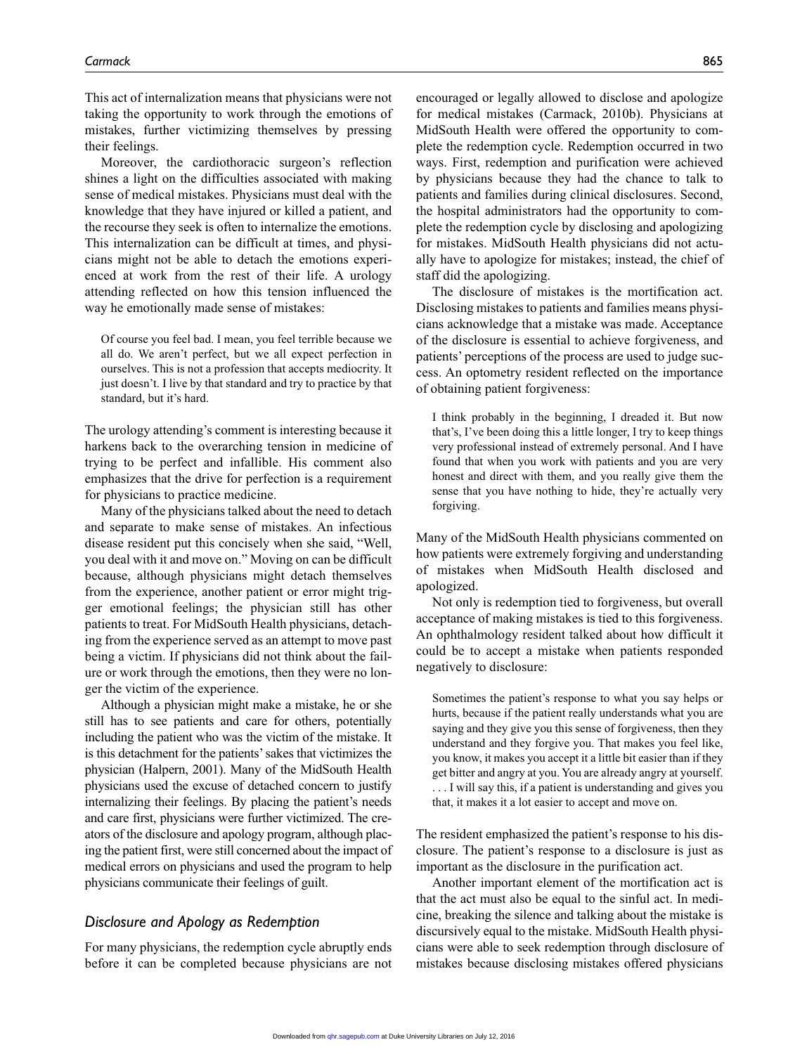This act of internalization means that physicians were not taking the opportunity to work through the emotions of mistakes, further victimizing themselves by pressing their feelings.

Moreover, the cardiothoracic surgeon's reflection shines a light on the difficulties associated with making sense of medical mistakes. Physicians must deal with the knowledge that they have injured or killed a patient, and the recourse they seek is often to internalize the emotions. This internalization can be difficult at times, and physicians might not be able to detach the emotions experienced at work from the rest of their life. A urology attending reflected on how this tension influenced the way he emotionally made sense of mistakes:

> Of course you feel bad. I mean, you feel terrible because we all do. We aren't perfect, but we all expect perfection in ourselves. This is not a profession that accepts mediocrity. It just doesn't. I live by that standard and try to practice by that standard, but it's hard.

The urology attending's comment is interesting because it harkens back to the overarching tension in medicine of trying to be perfect and infallible. His comment also emphasizes that the drive for perfection is a requirement for physicians to practice medicine.

Many of the physicians talked about the need to detach and separate to make sense of mistakes. An infectious disease resident put this concisely when she said, "Well, you deal with it and move on." Moving on can be difficult because, although physicians might detach themselves from the experience, another patient or error might trigger emotional feelings; the physician still has other patients to treat. For MidSouth Health physicians, detaching from the experience served as an attempt to move past being a victim. If physicians did not think about the failure or work through the emotions, then they were no longer the victim of the experience.

Although a physician might make a mistake, he or she still has to see patients and care for others, potentially including the patient who was the victim of the mistake. It is this detachment for the patients' sakes that victimizes the physician (Halpern, 2001). Many of the MidSouth Health physicians used the excuse of detached concern to justify internalizing their feelings. By placing the patient's needs and care first, physicians were further victimized. The creators of the disclosure and apology program, although placing the patient first, were still concerned about the impact of medical errors on physicians and used the program to help physicians communicate their feelings of guilt.

## Disclosure and Apology as Redemption

For many physicians, the redemption cycle abruptly ends before it can be completed because physicians are not encouraged or legally allowed to disclose and apologize for medical mistakes (Carmack, 2010b). Physicians at MidSouth Health were offered the opportunity to complete the redemption cycle. Redemption occurred in two ways. First, redemption and purification were achieved by physicians because they had the chance to talk to patients and families during clinical disclosures. Second, the hospital administrators had the opportunity to complete the redemption cycle by disclosing and apologizing for mistakes. MidSouth Health physicians did not actually have to apologize for mistakes; instead, the chief of staff did the apologizing.

The disclosure of mistakes is the mortification act. Disclosing mistakes to patients and families means physicians acknowledge that a mistake was made. Acceptance of the disclosure is essential to achieve forgiveness, and patients' perceptions of the process are used to judge success. An optometry resident reflected on the importance of obtaining patient forgiveness:

> I think probably in the beginning, I dreaded it. But now that's, I've been doing this a little longer, I try to keep things very professional instead of extremely personal. And I have found that when you work with patients and you are very honest and direct with them, and you really give them the sense that you have nothing to hide, they're actually very forgiving.

Many of the MidSouth Health physicians commented on how patients were extremely forgiving and understanding of mistakes when MidSouth Health disclosed and apologized.

Not only is redemption tied to forgiveness, but overall acceptance of making mistakes is tied to this forgiveness. An ophthalmology resident talked about how difficult it could be to accept a mistake when patients responded negatively to disclosure:

> Sometimes the patient's response to what you say helps or hurts, because if the patient really understands what you are saying and they give you this sense of forgiveness, then they understand and they forgive you. That makes you feel like, you know, it makes you accept it a little bit easier than if they get bitter and angry at you. You are already angry at yourself. . . . I will say this, if a patient is understanding and gives you that, it makes it a lot easier to accept and move on.

The resident emphasized the patient's response to his disclosure. The patient's response to a disclosure is just as important as the disclosure in the purification act.

Another important element of the mortification act is that the act must also be equal to the sinful act. In medicine, breaking the silence and talking about the mistake is discursively equal to the mistake. MidSouth Health physicians were able to seek redemption through disclosure of mistakes because disclosing mistakes offered physicians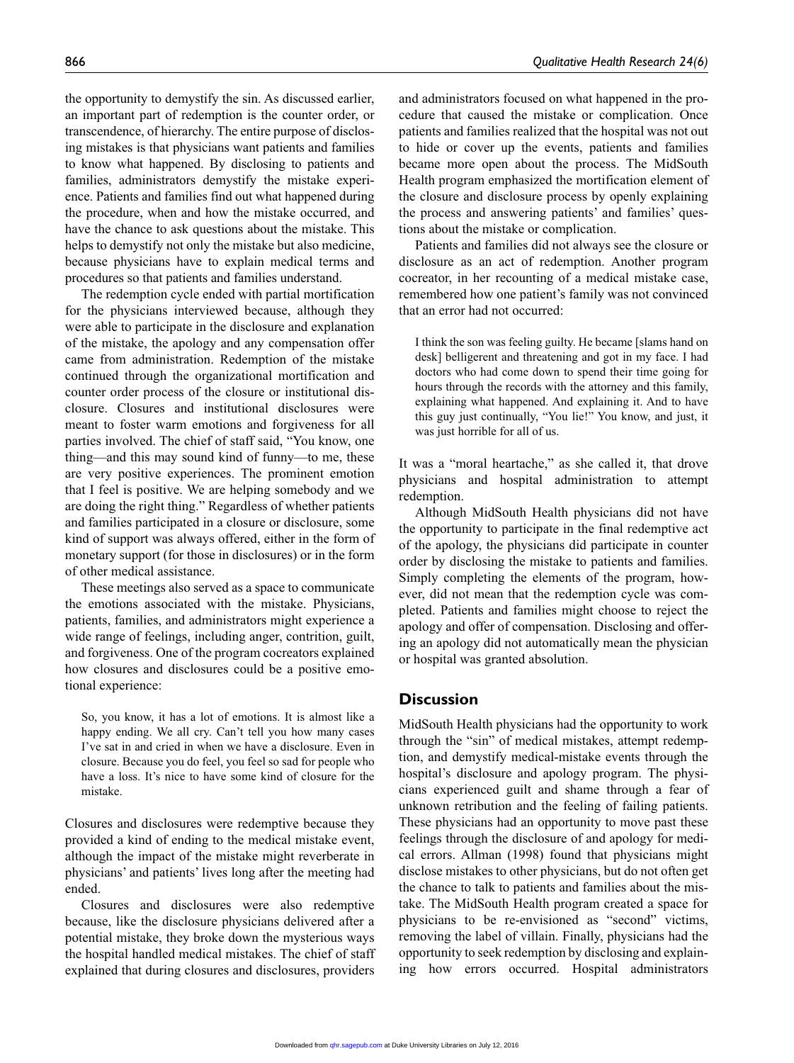the opportunity to demystify the sin. As discussed earlier, an important part of redemption is the counter order, or transcendence, of hierarchy. The entire purpose of disclosing mistakes is that physicians want patients and families to know what happened. By disclosing to patients and families, administrators demystify the mistake experience. Patients and families find out what happened during the procedure, when and how the mistake occurred, and have the chance to ask questions about the mistake. This helps to demystify not only the mistake but also medicine, because physicians have to explain medical terms and procedures so that patients and families understand.

The redemption cycle ended with partial mortification for the physicians interviewed because, although they were able to participate in the disclosure and explanation of the mistake, the apology and any compensation offer came from administration. Redemption of the mistake continued through the organizational mortification and counter order process of the closure or institutional disclosure. Closures and institutional disclosures were meant to foster warm emotions and forgiveness for all parties involved. The chief of staff said, "You know, one thing—and this may sound kind of funny—to me, these are very positive experiences. The prominent emotion that I feel is positive. We are helping somebody and we are doing the right thing." Regardless of whether patients and families participated in a closure or disclosure, some kind of support was always offered, either in the form of monetary support (for those in disclosures) or in the form of other medical assistance.

These meetings also served as a space to communicate the emotions associated with the mistake. Physicians, patients, families, and administrators might experience a wide range of feelings, including anger, contrition, guilt, and forgiveness. One of the program cocreators explained how closures and disclosures could be a positive emotional experience:

> So, you know, it has a lot of emotions. It is almost like a happy ending. We all cry. Can't tell you how many cases I've sat in and cried in when we have a disclosure. Even in closure. Because you do feel, you feel so sad for people who have a loss. It's nice to have some kind of closure for the mistake.

Closures and disclosures were redemptive because they provided a kind of ending to the medical mistake event, although the impact of the mistake might reverberate in physicians' and patients' lives long after the meeting had ended.

Closures and disclosures were also redemptive because, like the disclosure physicians delivered after a potential mistake, they broke down the mysterious ways the hospital handled medical mistakes. The chief of staff explained that during closures and disclosures, providers and administrators focused on what happened in the procedure that caused the mistake or complication. Once patients and families realized that the hospital was not out to hide or cover up the events, patients and families became more open about the process. The MidSouth Health program emphasized the mortification element of the closure and disclosure process by openly explaining the process and answering patients' and families' questions about the mistake or complication.

Patients and families did not always see the closure or disclosure as an act of redemption. Another program cocreator, in her recounting of a medical mistake case, remembered how one patient's family was not convinced that an error had not occurred:

> I think the son was feeling guilty. He became [slams hand on desk] belligerent and threatening and got in my face. I had doctors who had come down to spend their time going for hours through the records with the attorney and this family, explaining what happened. And explaining it. And to have this guy just continually, "You lie!" You know, and just, it was just horrible for all of us.

It was a "moral heartache," as she called it, that drove physicians and hospital administration to attempt redemption.

Although MidSouth Health physicians did not have the opportunity to participate in the final redemptive act of the apology, the physicians did participate in counter order by disclosing the mistake to patients and families. Simply completing the elements of the program, however, did not mean that the redemption cycle was completed. Patients and families might choose to reject the apology and offer of compensation. Disclosing and offering an apology did not automatically mean the physician or hospital was granted absolution.

## Discussion

MidSouth Health physicians had the opportunity to work through the "sin" of medical mistakes, attempt redemption, and demystify medical-mistake events through the hospital's disclosure and apology program. The physicians experienced guilt and shame through a fear of unknown retribution and the feeling of failing patients. These physicians had an opportunity to move past these feelings through the disclosure of and apology for medical errors. Allman (1998) found that physicians might disclose mistakes to other physicians, but do not often get the chance to talk to patients and families about the mistake. The MidSouth Health program created a space for physicians to be re-envisioned as "second" victims, removing the label of villain. Finally, physicians had the opportunity to seek redemption by disclosing and explaining how errors occurred. Hospital administrators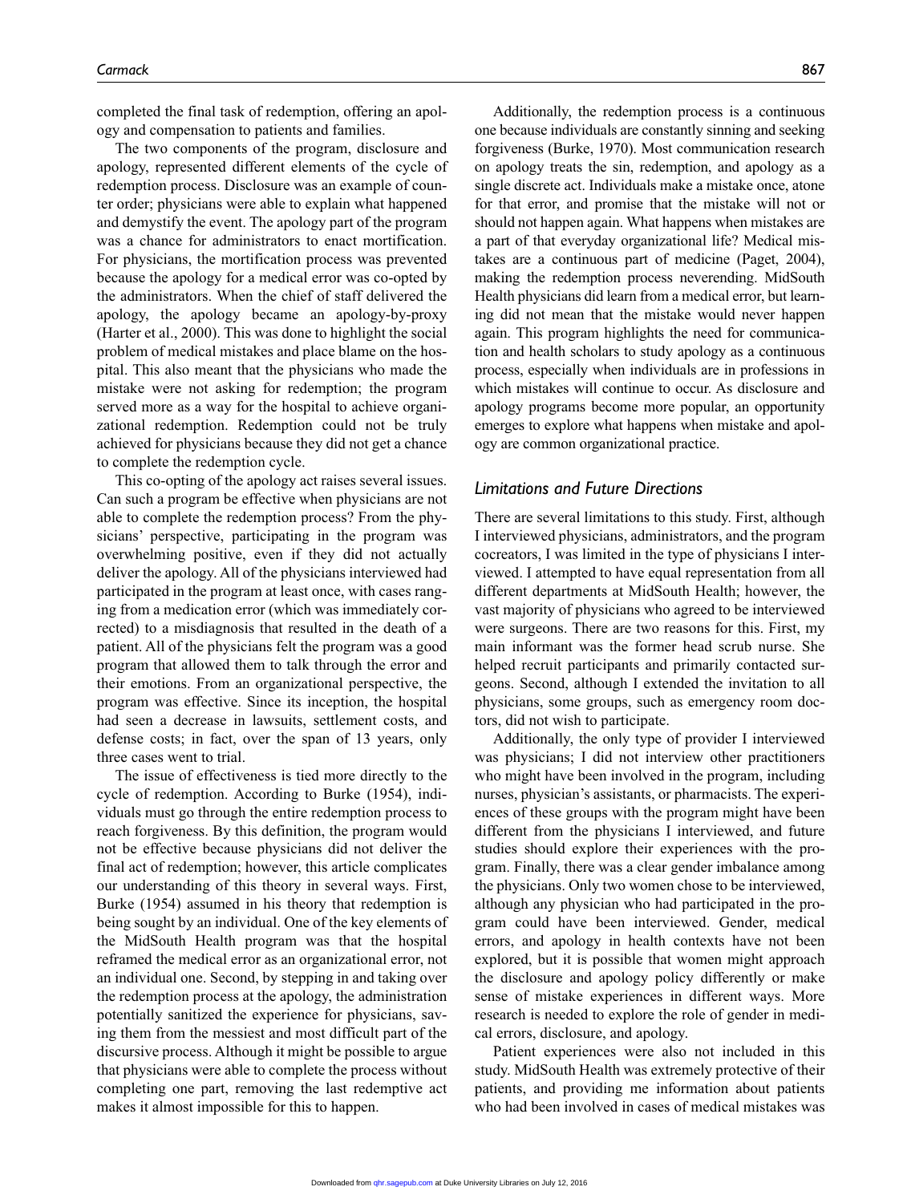completed the final task of redemption, offering an apology and compensation to patients and families.

The two components of the program, disclosure and apology, represented different elements of the cycle of redemption process. Disclosure was an example of counter order; physicians were able to explain what happened and demystify the event. The apology part of the program was a chance for administrators to enact mortification. For physicians, the mortification process was prevented because the apology for a medical error was co-opted by the administrators. When the chief of staff delivered the apology, the apology became an apology-by-proxy (Harter et al., 2000). This was done to highlight the social problem of medical mistakes and place blame on the hospital. This also meant that the physicians who made the mistake were not asking for redemption; the program served more as a way for the hospital to achieve organizational redemption. Redemption could not be truly achieved for physicians because they did not get a chance to complete the redemption cycle.

This co-opting of the apology act raises several issues. Can such a program be effective when physicians are not able to complete the redemption process? From the physicians' perspective, participating in the program was overwhelming positive, even if they did not actually deliver the apology. All of the physicians interviewed had participated in the program at least once, with cases ranging from a medication error (which was immediately corrected) to a misdiagnosis that resulted in the death of a patient. All of the physicians felt the program was a good program that allowed them to talk through the error and their emotions. From an organizational perspective, the program was effective. Since its inception, the hospital had seen a decrease in lawsuits, settlement costs, and defense costs; in fact, over the span of 13 years, only three cases went to trial.

The issue of effectiveness is tied more directly to the cycle of redemption. According to Burke (1954), individuals must go through the entire redemption process to reach forgiveness. By this definition, the program would not be effective because physicians did not deliver the final act of redemption; however, this article complicates our understanding of this theory in several ways. First, Burke (1954) assumed in his theory that redemption is being sought by an individual. One of the key elements of the MidSouth Health program was that the hospital reframed the medical error as an organizational error, not an individual one. Second, by stepping in and taking over the redemption process at the apology, the administration potentially sanitized the experience for physicians, saving them from the messiest and most difficult part of the discursive process. Although it might be possible to argue that physicians were able to complete the process without completing one part, removing the last redemptive act makes it almost impossible for this to happen.

Additionally, the redemption process is a continuous one because individuals are constantly sinning and seeking forgiveness (Burke, 1970). Most communication research on apology treats the sin, redemption, and apology as a single discrete act. Individuals make a mistake once, atone for that error, and promise that the mistake will not or should not happen again. What happens when mistakes are a part of that everyday organizational life? Medical mistakes are a continuous part of medicine (Paget, 2004), making the redemption process neverending. MidSouth Health physicians did learn from a medical error, but learning did not mean that the mistake would never happen again. This program highlights the need for communication and health scholars to study apology as a continuous process, especially when individuals are in professions in which mistakes will continue to occur. As disclosure and apology programs become more popular, an opportunity emerges to explore what happens when mistake and apology are common organizational practice.

### *Limitations and Future Directions*

There are several limitations to this study. First, although I interviewed physicians, administrators, and the program cocreators, I was limited in the type of physicians I interviewed. I attempted to have equal representation from all different departments at MidSouth Health; however, the vast majority of physicians who agreed to be interviewed were surgeons. There are two reasons for this. First, my main informant was the former head scrub nurse. She helped recruit participants and primarily contacted surgeons. Second, although I extended the invitation to all physicians, some groups, such as emergency room doctors, did not wish to participate.

Additionally, the only type of provider I interviewed was physicians; I did not interview other practitioners who might have been involved in the program, including nurses, physician's assistants, or pharmacists. The experiences of these groups with the program might have been different from the physicians I interviewed, and future studies should explore their experiences with the program. Finally, there was a clear gender imbalance among the physicians. Only two women chose to be interviewed, although any physician who had participated in the program could have been interviewed. Gender, medical errors, and apology in health contexts have not been explored, but it is possible that women might approach the disclosure and apology policy differently or make sense of mistake experiences in different ways. More research is needed to explore the role of gender in medical errors, disclosure, and apology.

Patient experiences were also not included in this study. MidSouth Health was extremely protective of their patients, and providing me information about patients who had been involved in cases of medical mistakes was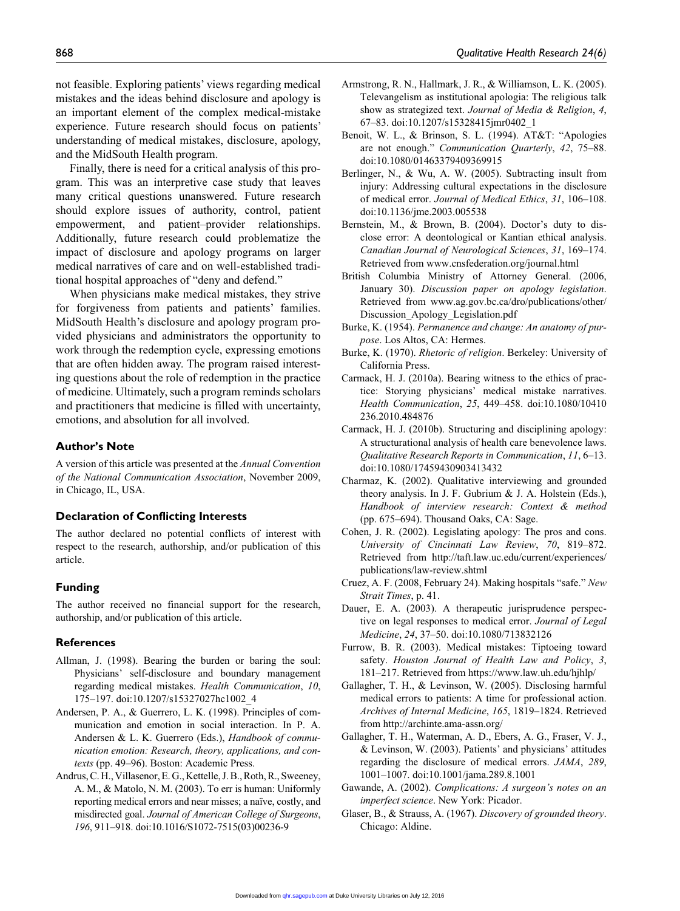not feasible. Exploring patients' views regarding medical mistakes and the ideas behind disclosure and apology is an important element of the complex medical-mistake experience. Future research should focus on patients' understanding of medical mistakes, disclosure, apology, and the MidSouth Health program.

Finally, there is need for a critical analysis of this program. This was an interpretive case study that leaves many critical questions unanswered. Future research should explore issues of authority, control, patient empowerment, and patient–provider relationships. Additionally, future research could problematize the impact of disclosure and apology programs on larger medical narratives of care and on well-established traditional hospital approaches of "deny and defend."

When physicians make medical mistakes, they strive for forgiveness from patients and patients' families. MidSouth Health's disclosure and apology program provided physicians and administrators the opportunity to work through the redemption cycle, expressing emotions that are often hidden away. The program raised interesting questions about the role of redemption in the practice of medicine. Ultimately, such a program reminds scholars and practitioners that medicine is filled with uncertainty, emotions, and absolution for all involved.

### Author's Note

A version of this article was presented at the *Annual Convention of the National Communication Association*, November 2009, in Chicago, IL, USA.

### Declaration of Conflicting Interests

The author declared no potential conflicts of interest with respect to the research, authorship, and/or publication of this article.

### Funding

The author received no financial support for the research, authorship, and/or publication of this article.

### References

Allman, J. (1998). Bearing the burden or baring the soul: Physicians' self-disclosure and boundary management regarding medical mistakes. *Health Communication*, *10*, 175–197. doi:10.1207/s15327027hc1002_4

Andersen, P. A., & Guerrero, L. K. (1998). Principles of communication and emotion in social interaction. In P. A. Andersen & L. K. Guerrero (Eds.), *Handbook of communication emotion: Research, theory, applications, and contexts* (pp. 49–96). Boston: Academic Press.

Andrus, C. H., Villasenor, E. G., Kettelle, J. B., Roth, R., Sweeney, A. M., & Matolo, N. M. (2003). To err is human: Uniformly reporting medical errors and near misses; a naïve, costly, and misdirected goal. *Journal of American College of Surgeons*, *196*, 911–918. doi:10.1016/S1072-7515(03)00236-9

Armstrong, R. N., Hallmark, J. R., & Williamson, L. K. (2005). Televangelism as institutional apologia: The religious talk show as strategized text. *Journal of Media & Religion*, *4*, 67–83. doi:10.1207/s15328415jmr0402_1

Benoit, W. L., & Brinson, S. L. (1994). AT&T: "Apologies are not enough." *Communication Quarterly*, *42*, 75–88. doi:10.1080/01463379409369915

Berlinger, N., & Wu, A. W. (2005). Subtracting insult from injury: Addressing cultural expectations in the disclosure of medical error. *Journal of Medical Ethics*, *31*, 106–108. doi:10.1136/jme.2003.005538

Bernstein, M., & Brown, B. (2004). Doctor's duty to disclose error: A deontological or Kantian ethical analysis. *Canadian Journal of Neurological Sciences*, *31*, 169–174. Retrieved from www.cnsfederation.org/journal.html

British Columbia Ministry of Attorney General. (2006, January 30). *Discussion paper on apology legislation*. Retrieved from www.ag.gov.bc.ca/dro/publications/other/Discussion_Apology_Legislation.pdf

Burke, K. (1954). *Permanence and change: An anatomy of purpose*. Los Altos, CA: Hermes.

Burke, K. (1970). *Rhetoric of religion*. Berkeley: University of California Press.

Carmack, H. J. (2010a). Bearing witness to the ethics of practice: Storying physicians' medical mistake narratives. *Health Communication*, *25*, 449–458. doi:10.1080/10410236.2010.484876

Carmack, H. J. (2010b). Structuring and disciplining apology: A structurational analysis of health care benevolence laws. *Qualitative Research Reports in Communication*, *11*, 6–13. doi:10.1080/17459430903413432

Charmaz, K. (2002). Qualitative interviewing and grounded theory analysis. In J. F. Gubrium & J. A. Holstein (Eds.), *Handbook of interview research: Context & method* (pp. 675–694). Thousand Oaks, CA: Sage.

Cohen, J. R. (2002). Legislating apology: The pros and cons. *University of Cincinnati Law Review*, *70*, 819–872. Retrieved from http://taft.law.uc.edu/current/experiences/publications/law-review.shtml

Cruez, A. F. (2008, February 24). Making hospitals "safe." *New Strait Times*, p. 41.

Dauer, E. A. (2003). A therapeutic jurisprudence perspective on legal responses to medical error. *Journal of Legal Medicine*, *24*, 37–50. doi:10.1080/713832126

Furrow, B. R. (2003). Medical mistakes: Tiptoeing toward safety. *Houston Journal of Health Law and Policy*, *3*, 181–217. Retrieved from https://www.law.uh.edu/hjhlp/

Gallagher, T. H., & Levinson, W. (2005). Disclosing harmful medical errors to patients: A time for professional action. *Archives of Internal Medicine*, *165*, 1819–1824. Retrieved from http://archinte.ama-assn.org/

Gallagher, T. H., Waterman, A. D., Ebers, A. G., Fraser, V. J., & Levinson, W. (2003). Patients' and physicians' attitudes regarding the disclosure of medical errors. *JAMA*, *289*, 1001–1007. doi:10.1001/jama.289.8.1001

Gawande, A. (2002). *Complications: A surgeon's notes on an imperfect science*. New York: Picador.

Glaser, B., & Strauss, A. (1967). *Discovery of grounded theory*. Chicago: Aldine.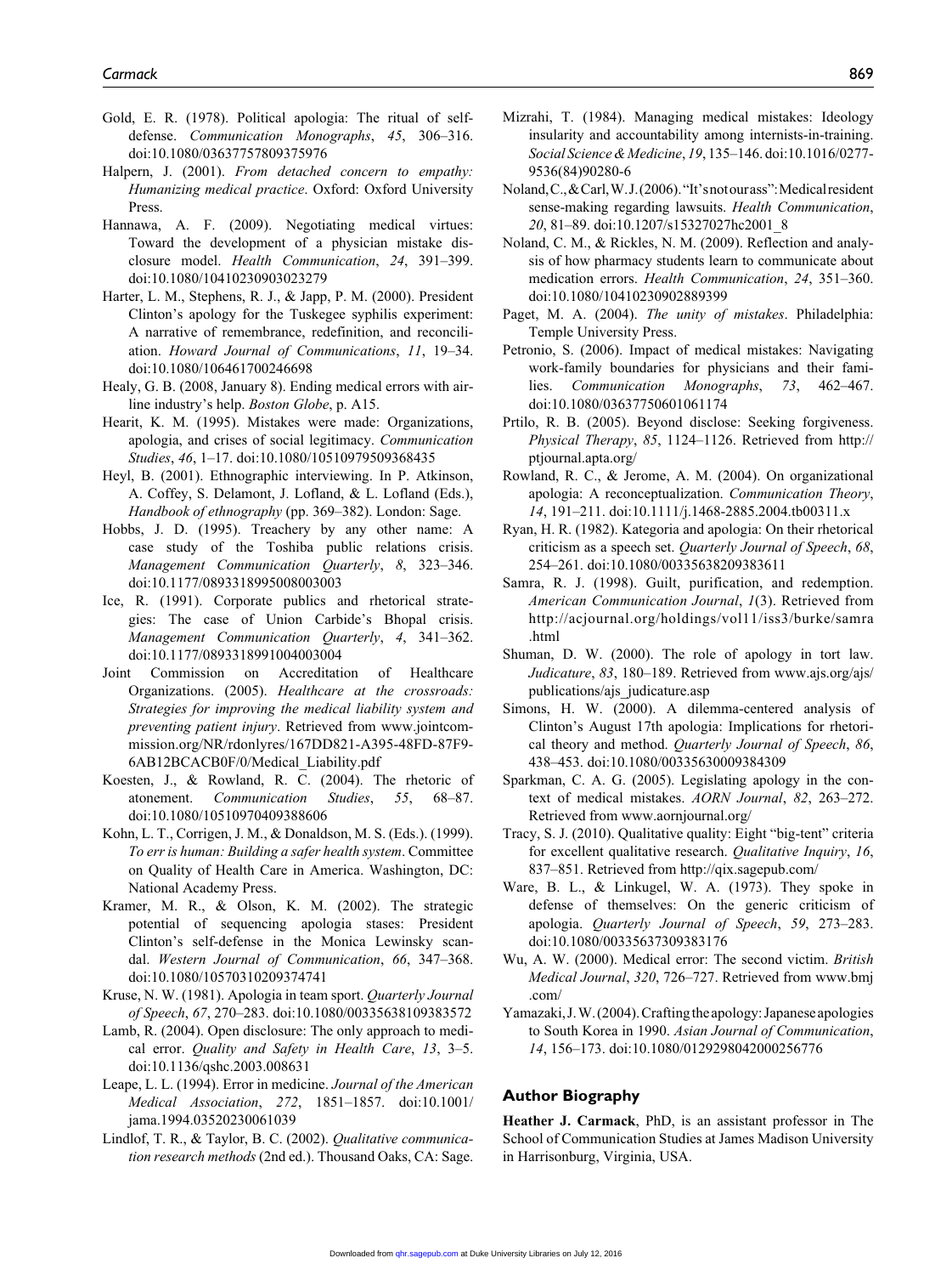Gold, E. R. (1978). Political apologia: The ritual of self-defense. *Communication Monographs*, *45*, 306–316. doi:10.1080/03637757809375976

Halpern, J. (2001). *From detached concern to empathy: Humanizing medical practice*. Oxford: Oxford University Press.

Hannawa, A. F. (2009). Negotiating medical virtues: Toward the development of a physician mistake disclosure model. *Health Communication*, *24*, 391–399. doi:10.1080/10410230903023279

Harter, L. M., Stephens, R. J., & Japp, P. M. (2000). President Clinton's apology for the Tuskegee syphilis experiment: A narrative of remembrance, redefinition, and reconciliation. *Howard Journal of Communications*, *11*, 19–34. doi:10.1080/106461700246698

Healy, G. B. (2008, January 8). Ending medical errors with airline industry's help. *Boston Globe*, p. A15.

Hearit, K. M. (1995). Mistakes were made: Organizations, apologia, and crises of social legitimacy. *Communication Studies*, *46*, 1–17. doi:10.1080/10510979509368435

Heyl, B. (2001). Ethnographic interviewing. In P. Atkinson, A. Coffey, S. Delamont, J. Lofland, & L. Lofland (Eds.), *Handbook of ethnography* (pp. 369–382). London: Sage.

Hobbs, J. D. (1995). Treachery by any other name: A case study of the Toshiba public relations crisis. *Management Communication Quarterly*, *8*, 323–346. doi:10.1177/0893318995008003003

Ice, R. (1991). Corporate publics and rhetorical strategies: The case of Union Carbide's Bhopal crisis. *Management Communication Quarterly*, *4*, 341–362. doi:10.1177/0893318991004003004

Joint Commission on Accreditation of Healthcare Organizations. (2005). *Healthcare at the crossroads: Strategies for improving the medical liability system and preventing patient injury*. Retrieved from www.jointcommission.org/NR/rdonlyres/167DD821-A395-48FD-87F9-6AB12BCACB0F/0/Medical_Liability.pdf

Koesten, J., & Rowland, R. C. (2004). The rhetoric of atonement. *Communication Studies*, *55*, 68–87. doi:10.1080/10510970409388606

Kohn, L. T., Corrigen, J. M., & Donaldson, M. S. (Eds.). (1999). *To err is human: Building a safer health system*. Committee on Quality of Health Care in America. Washington, DC: National Academy Press.

Kramer, M. R., & Olson, K. M. (2002). The strategic potential of sequencing apologia stases: President Clinton's self-defense in the Monica Lewinsky scandal. *Western Journal of Communication*, *66*, 347–368. doi:10.1080/10570310209374741

Kruse, N. W. (1981). Apologia in team sport. *Quarterly Journal of Speech*, *67*, 270–283. doi:10.1080/00335638109383572

Lamb, R. (2004). Open disclosure: The only approach to medical error. *Quality and Safety in Health Care*, *13*, 3–5. doi:10.1136/qshc.2003.008631

Leape, L. L. (1994). Error in medicine. *Journal of the American Medical Association*, *272*, 1851–1857. doi:10.1001/jama.1994.03520230061039

Lindlof, T. R., & Taylor, B. C. (2002). *Qualitative communication research methods* (2nd ed.). Thousand Oaks, CA: Sage.

Mizrahi, T. (1984). Managing medical mistakes: Ideology insularity and accountability among internists-in-training. *Social Science & Medicine*, *19*, 135–146. doi:10.1016/0277-9536(84)90280-6

Noland, C., & Carl, W. J. (2006). "It's not our ass": Medical resident sense-making regarding lawsuits. *Health Communication*, *20*, 81–89. doi:10.1207/s15327027hc2001_8

Noland, C. M., & Rickles, N. M. (2009). Reflection and analysis of how pharmacy students learn to communicate about medication errors. *Health Communication*, *24*, 351–360. doi:10.1080/10410230902889399

Paget, M. A. (2004). *The unity of mistakes*. Philadelphia: Temple University Press.

Petronio, S. (2006). Impact of medical mistakes: Navigating work-family boundaries for physicians and their families. *Communication Monographs*, *73*, 462–467. doi:10.1080/03637750601061174

Prtilo, R. B. (2005). Beyond disclose: Seeking forgiveness. *Physical Therapy*, *85*, 1124–1126. Retrieved from http://ptjournal.apta.org/

Rowland, R. C., & Jerome, A. M. (2004). On organizational apologia: A reconceptualization. *Communication Theory*, *14*, 191–211. doi:10.1111/j.1468-2885.2004.tb00311.x

Ryan, H. R. (1982). Kategoria and apologia: On their rhetorical criticism as a speech set. *Quarterly Journal of Speech*, *68*, 254–261. doi:10.1080/00335638209383611

Samra, R. J. (1998). Guilt, purification, and redemption. *American Communication Journal*, *1*(3). Retrieved from http://acjournal.org/holdings/vol11/iss3/burke/samra.html

Shuman, D. W. (2000). The role of apology in tort law. *Judicature*, *83*, 180–189. Retrieved from www.ajs.org/ajs/publications/ajs_judicature.asp

Simons, H. W. (2000). A dilemma-centered analysis of Clinton's August 17th apologia: Implications for rhetorical theory and method. *Quarterly Journal of Speech*, *86*, 438–453. doi:10.1080/00335630009384309

Sparkman, C. A. G. (2005). Legislating apology in the context of medical mistakes. *AORN Journal*, *82*, 263–272. Retrieved from www.aornjournal.org/

Tracy, S. J. (2010). Qualitative quality: Eight "big-tent" criteria for excellent qualitative research. *Qualitative Inquiry*, *16*, 837–851. Retrieved from http://qix.sagepub.com/

Ware, B. L., & Linkugel, W. A. (1973). They spoke in defense of themselves: On the generic criticism of apologia. *Quarterly Journal of Speech*, *59*, 273–283. doi:10.1080/00335637309383176

Wu, A. W. (2000). Medical error: The second victim. *British Medical Journal*, *320*, 726–727. Retrieved from www.bmj.com/

Yamazaki, J. W. (2004). Crafting the apology: Japanese apologies to South Korea in 1990. *Asian Journal of Communication*, *14*, 156–173. doi:10.1080/0129298042000256776

## Author Biography

**Heather J. Carmack**, PhD, is an assistant professor in The School of Communication Studies at James Madison University in Harrisonburg, Virginia, USA.